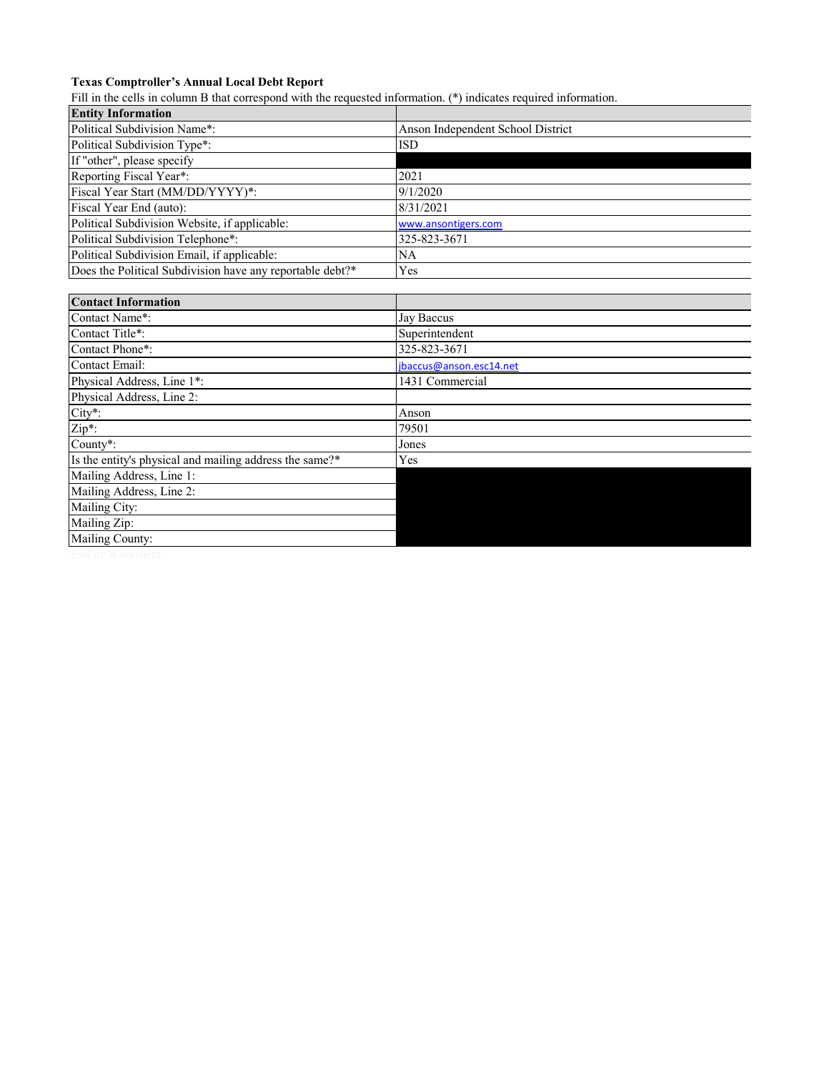**Texas Comptroller's Annual Local Debt Report**

Fill in the cells in column B that correspond with the requested information. (*) indicates required information.

| **Entity Information** | |
|---|---|
| Political Subdivision Name*: | Anson Independent School District |
| Political Subdivision Type*: | ISD |
| If "other", please specify | |
| Reporting Fiscal Year*: | 2021 |
| Fiscal Year Start (MM/DD/YYYY)*: | 9/1/2020 |
| Fiscal Year End (auto): | 8/31/2021 |
| Political Subdivision Website, if applicable: | www.ansontigers.com |
| Political Subdivision Telephone*: | 325-823-3671 |
| Political Subdivision Email, if applicable: | NA |
| Does the Political Subdivision have any reportable debt?* | Yes |

| **Contact Information** | |
|---|---|
| Contact Name*: | Jay Baccus |
| Contact Title*: | Superintendent |
| Contact Phone*: | 325-823-3671 |
| Contact Email: | jbaccus@anson.esc14.net |
| Physical Address, Line 1*: | 1431 Commercial |
| Physical Address, Line 2: | |
| City*: | Anson |
| Zip*: | 79501 |
| County*: | Jones |
| Is the entity's physical and mailing address the same?* | Yes |
| Mailing Address, Line 1: | |
| Mailing Address, Line 2: | |
| Mailing City: | |
| Mailing Zip: | |
| Mailing County: | |

End of Worksheet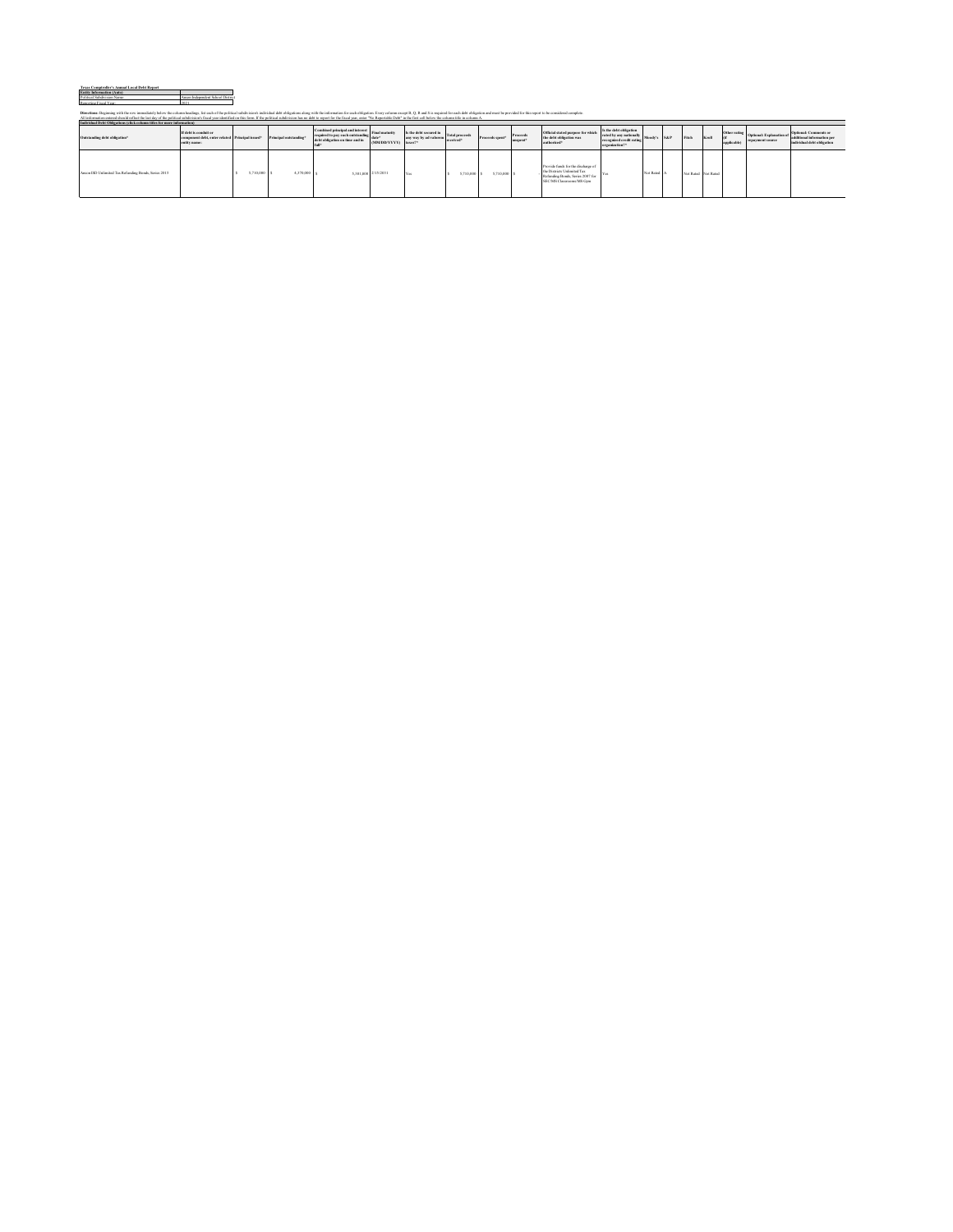**Texas Comptroller's Annual Local Debt Report**

| Entity Information (Auto) | |
|---|---|
| Political Subdivision Name | Anson Independent School District |
| Reporting Fiscal Year | 2021 |

**Directions:** Beginning with the row immediately below the column headings, list each of the political subdivision's individual debt obligations along with the information for each obligation. Every column except B, Q, R and S is required for each debt obligation and must be provided for this report to be considered complete.
All information entered should reflect the last day of the political subdivision's fiscal year identified on this form. If the political subdivision has no debt to report for the fiscal year, enter "No Reportable Debt" in the first cell below the column title in column A.

**Individual Debt Obligations (click column titles for more information)**

| Outstanding debt obligation* | If debt is conduit or component debt, enter related entity name: | Principal issued* | Principal outstanding* | Combined principal and interest required to pay each outstanding debt obligation on time and in full* | Final maturity date* (MM/DD/YYYY) | Is the debt secured in any way by ad valorem taxes?* | Total proceeds received* | Proceeds spent* | Proceeds unspent* | Official stated purpose for which the debt obligation was authorized* | Is the debt obligation rated by any nationally recognized credit rating organization?* | Moody's | S&P | Fitch | Kroll | Other rating (if applicable) | Optional: Explanation of repayment source | Optional: Comments or additional information per individual debt obligation |
|---|---|---|---|---|---|---|---|---|---|---|---|---|---|---|---|---|---|---|
| Anson ISD Unlimited Tax Refunding Bonds, Series 2015 | | $ 5,710,000 | $ 4,370,000 | $ 5,161,400 | 2/15/2031 | Yes | $ 5,710,000 | $ 5,710,000 | $ - | Provide funds for the discharge of the Districts Unlimited Tax Refunding Bonds, Series 2007 for SEC/MS Classrooms/MS Gym | Yes | Not Rated | A | | Not Rated | Not Rated | | |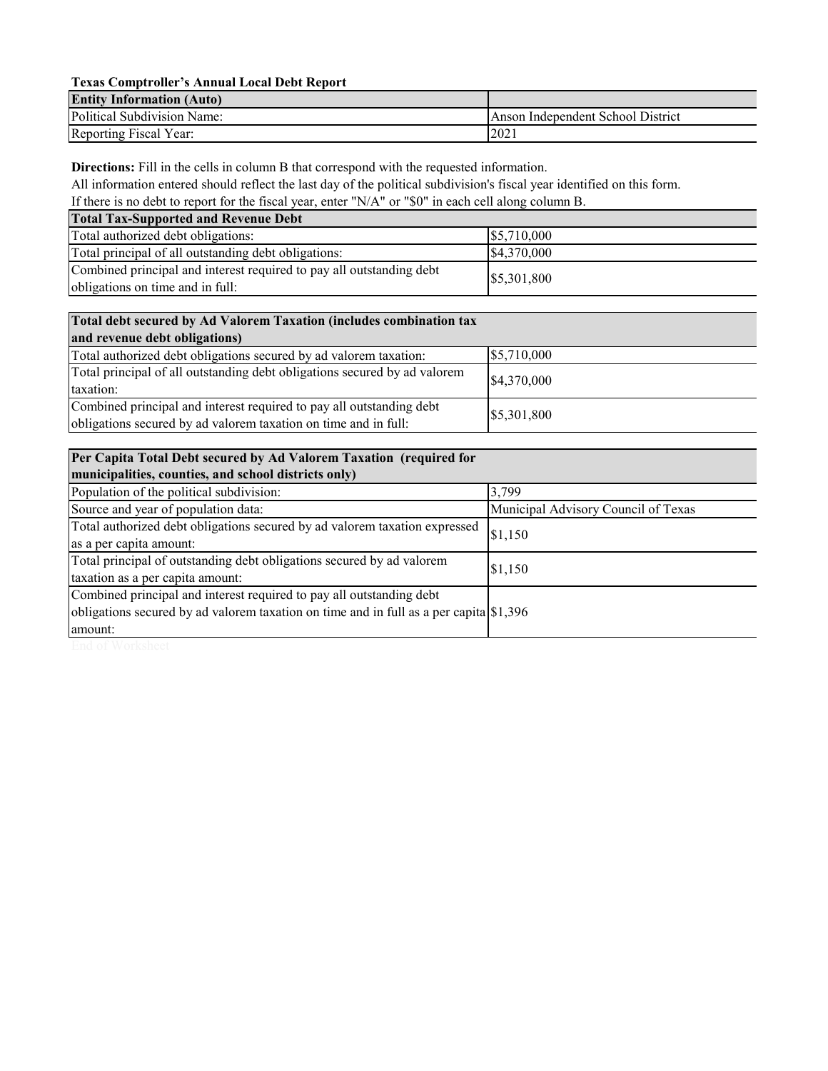**Texas Comptroller's Annual Local Debt Report**

| **Entity Information (Auto)** | |
|---|---|
| Political Subdivision Name: | Anson Independent School District |
| Reporting Fiscal Year: | 2021 |

**Directions:** Fill in the cells in column B that correspond with the requested information.
All information entered should reflect the last day of the political subdivision's fiscal year identified on this form.
If there is no debt to report for the fiscal year, enter "N/A" or "$0" in each cell along column B.

| **Total Tax-Supported and Revenue Debt** | |
|---|---|
| Total authorized debt obligations: | $5,710,000 |
| Total principal of all outstanding debt obligations: | $4,370,000 |
| Combined principal and interest required to pay all outstanding debt obligations on time and in full: | $5,301,800 |

| **Total debt secured by Ad Valorem Taxation (includes combination tax and revenue debt obligations)** | |
|---|---|
| Total authorized debt obligations secured by ad valorem taxation: | $5,710,000 |
| Total principal of all outstanding debt obligations secured by ad valorem taxation: | $4,370,000 |
| Combined principal and interest required to pay all outstanding debt obligations secured by ad valorem taxation on time and in full: | $5,301,800 |

| **Per Capita Total Debt secured by Ad Valorem Taxation (required for municipalities, counties, and school districts only)** | |
|---|---|
| Population of the political subdivision: | 3,799 |
| Source and year of population data: | Municipal Advisory Council of Texas |
| Total authorized debt obligations secured by ad valorem taxation expressed as a per capita amount: | $1,150 |
| Total principal of outstanding debt obligations secured by ad valorem taxation as a per capita amount: | $1,150 |
| Combined principal and interest required to pay all outstanding debt obligations secured by ad valorem taxation on time and in full as a per capita amount: | $1,396 |

End of Worksheet